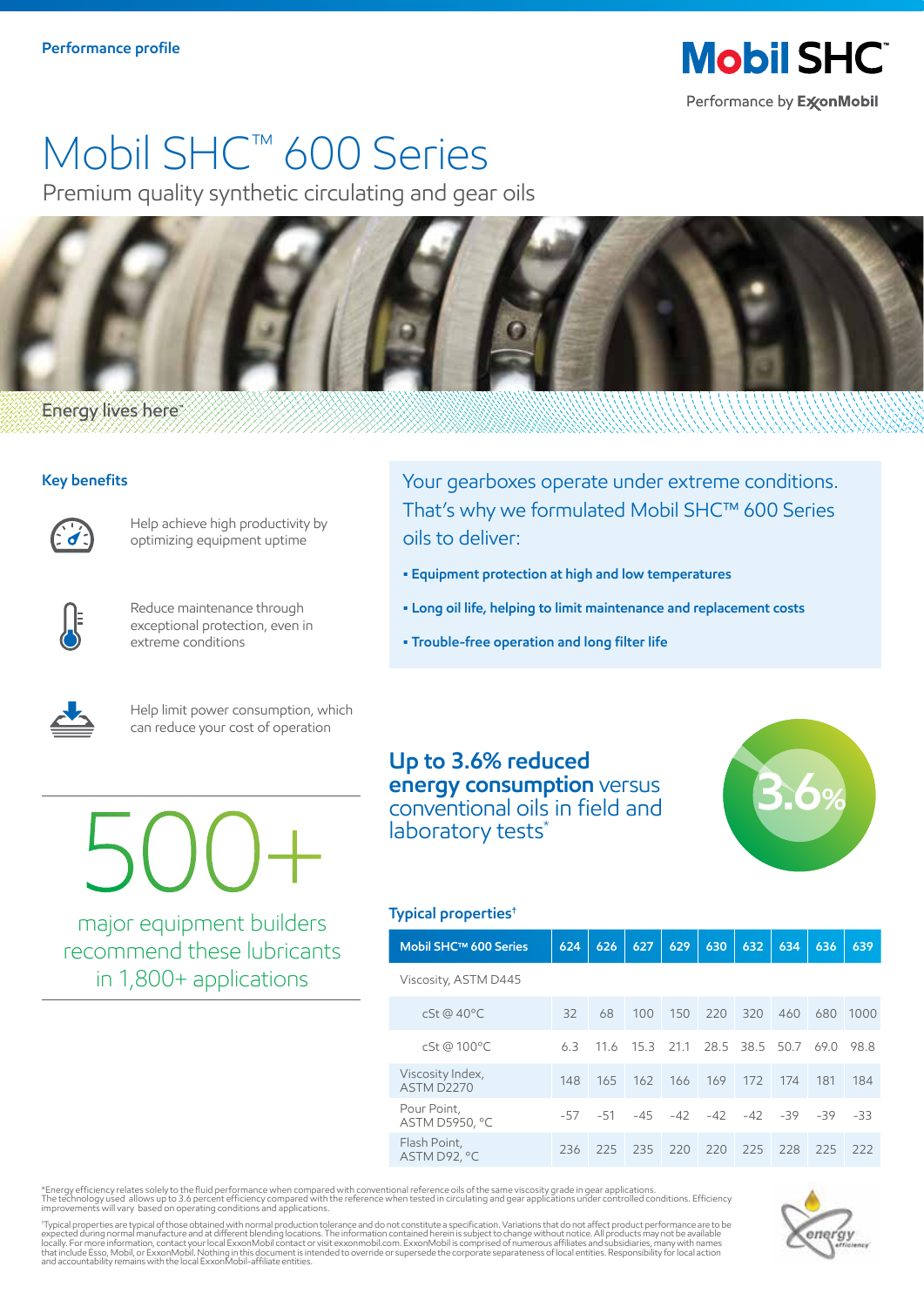Performance profile

Mobil SHC

Performance by ExxonMobil

# Mobil SHC™ 600 Series

## Premium quality synthetic circulating and gear oils

Energy lives here™

### Key benefits

Help achieve high productivity by optimizing equipment uptime

Reduce maintenance through exceptional protection, even in extreme conditions

Help limit power consumption, which can reduce your cost of operation

# 500+

major equipment builders recommend these lubricants in 1,800+ applications

Your gearboxes operate under extreme conditions. That's why we formulated Mobil SHC™ 600 Series oils to deliver:

- **Equipment protection at high and low temperatures**
- **Long oil life, helping to limit maintenance and replacement costs**
- **Trouble-free operation and long filter life**

**Up to 3.6% reduced energy consumption** versus conventional oils in field and laboratory tests*

3.6%

### Typical properties†

| Mobil SHC™ 600 Series | 624 | 626 | 627 | 629 | 630 | 632 | 634 | 636 | 639 |
|---|---|---|---|---|---|---|---|---|---|
| Viscosity, ASTM D445 | | | | | | | | | |
| cSt @ 40°C | 32 | 68 | 100 | 150 | 220 | 320 | 460 | 680 | 1000 |
| cSt @ 100°C | 6.3 | 11.6 | 15.3 | 21.1 | 28.5 | 38.5 | 50.7 | 69.0 | 98.8 |
| Viscosity Index, ASTM D2270 | 148 | 165 | 162 | 166 | 169 | 172 | 174 | 181 | 184 |
| Pour Point, ASTM D5950, °C | -57 | -51 | -45 | -42 | -42 | -42 | -39 | -39 | -33 |
| Flash Point, ASTM D92, °C | 236 | 225 | 235 | 220 | 220 | 225 | 228 | 225 | 222 |

*Energy efficiency relates solely to the fluid performance when compared with conventional reference oils of the same viscosity grade in gear applications. The technology used allows up to 3.6 percent efficiency compared with the reference when tested in circulating and gear applications under controlled conditions. Efficiency improvements will vary based on operating conditions and applications.

†Typical properties are typical of those obtained with normal production tolerance and do not constitute a specification. Variations that do not affect product performance are to be expected during normal manufacture and at different blending locations. The information contained herein is subject to change without notice. All products may not be available locally. For more information, contact your local ExxonMobil contact or visit exxonmobil.com. ExxonMobil is comprised of numerous affiliates and subsidiaries, many with names that include Esso, Mobil, or ExxonMobil. Nothing in this document is intended to override or supersede the corporate separateness of local entities. Responsibility for local action and accountability remains with the local ExxonMobil-affiliate entities.

energy efficiency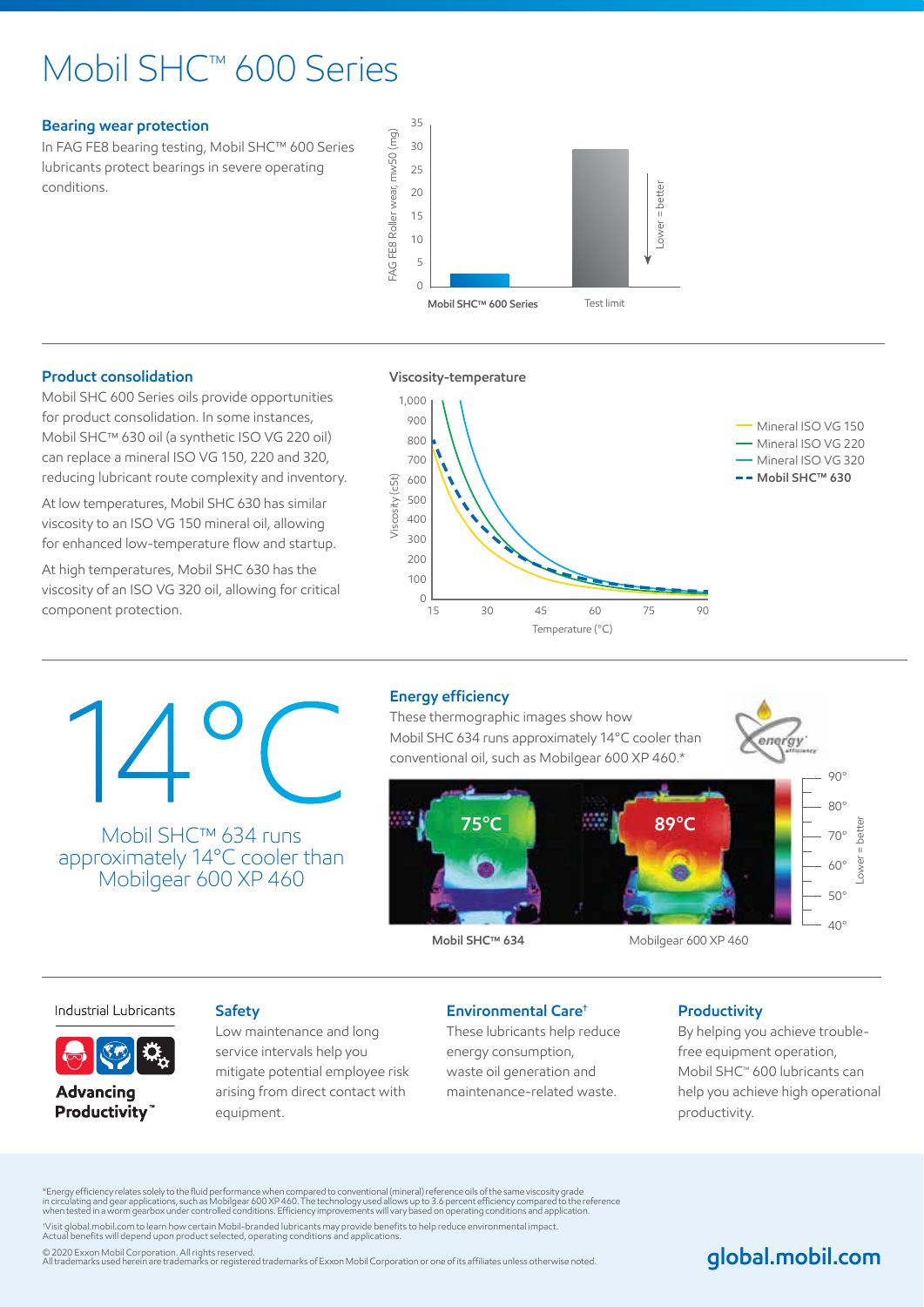# Mobil SHC™ 600 Series

### Bearing wear protection

In FAG FE8 bearing testing, Mobil SHC™ 600 Series lubricants protect bearings in severe operating conditions.

FAG FE8 Roller wear, mw50 (mg)
35
30
25
20
15
10
5
0
Mobil SHC™ 600 Series
Test limit
Lower = better

### Product consolidation

Mobil SHC 600 Series oils provide opportunities for product consolidation. In some instances, Mobil SHC™ 630 oil (a synthetic ISO VG 220 oil) can replace a mineral ISO VG 150, 220 and 320, reducing lubricant route complexity and inventory.

At low temperatures, Mobil SHC 630 has similar viscosity to an ISO VG 150 mineral oil, allowing for enhanced low-temperature flow and startup.

At high temperatures, Mobil SHC 630 has the viscosity of an ISO VG 320 oil, allowing for critical component protection.

**Viscosity-temperature**

Viscosity (cSt)
1,000
900
800
700
600
500
400
300
200
100
0
15
30
45
60
75
90
Temperature (°C)

Mineral ISO VG 150
Mineral ISO VG 220
Mineral ISO VG 320
**Mobil SHC™ 630**

# 14°C

Mobil SHC™ 634 runs approximately 14°C cooler than Mobilgear 600 XP 460

### Energy efficiency

These thermographic images show how Mobil SHC 634 runs approximately 14°C cooler than conventional oil, such as Mobilgear 600 XP 460.*

energy efficiency

75°C
89°C
90°
80°
70°
60°
50°
40°
Lower = better

**Mobil SHC™ 634**
Mobilgear 600 XP 460

Industrial Lubricants

**Advancing Productivity™**

### Safety

Low maintenance and long service intervals help you mitigate potential employee risk arising from direct contact with equipment.

### Environmental Care†

These lubricants help reduce energy consumption, waste oil generation and maintenance-related waste.

### Productivity

By helping you achieve trouble-free equipment operation, Mobil SHC™ 600 lubricants can help you achieve high operational productivity.

*Energy efficiency relates solely to the fluid performance when compared to conventional (mineral) reference oils of the same viscosity grade in circulating and gear applications, such as Mobilgear 600 XP 460. The technology used allows up to 3.6 percent efficiency compared to the reference when tested in a worm gearbox under controlled conditions. Efficiency improvements will vary based on operating conditions and application.

†Visit global.mobil.com to learn how certain Mobil-branded lubricants may provide benefits to help reduce environmental impact. Actual benefits will depend upon product selected, operating conditions and applications.

© 2020 Exxon Mobil Corporation. All rights reserved.
All trademarks used herein are trademarks or registered trademarks of Exxon Mobil Corporation or one of its affiliates unless otherwise noted.

**global.mobil.com**